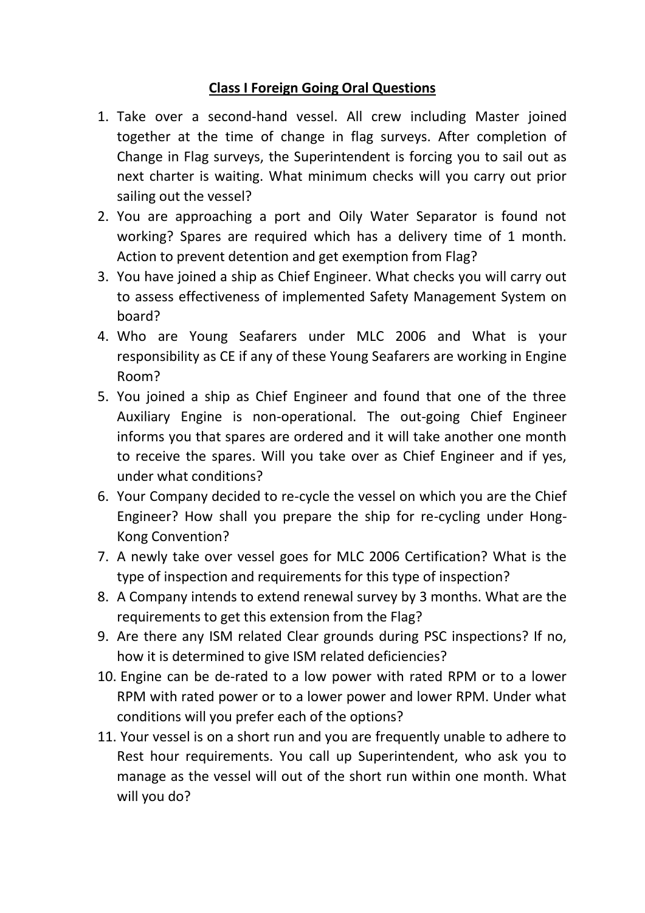# Class I Foreign Going Oral Questions

1. Take over a second-hand vessel. All crew including Master joined together at the time of change in flag surveys. After completion of Change in Flag surveys, the Superintendent is forcing you to sail out as next charter is waiting. What minimum checks will you carry out prior sailing out the vessel?
2. You are approaching a port and Oily Water Separator is found not working? Spares are required which has a delivery time of 1 month. Action to prevent detention and get exemption from Flag?
3. You have joined a ship as Chief Engineer. What checks you will carry out to assess effectiveness of implemented Safety Management System on board?
4. Who are Young Seafarers under MLC 2006 and What is your responsibility as CE if any of these Young Seafarers are working in Engine Room?
5. You joined a ship as Chief Engineer and found that one of the three Auxiliary Engine is non-operational. The out-going Chief Engineer informs you that spares are ordered and it will take another one month to receive the spares. Will you take over as Chief Engineer and if yes, under what conditions?
6. Your Company decided to re-cycle the vessel on which you are the Chief Engineer? How shall you prepare the ship for re-cycling under Hong-Kong Convention?
7. A newly take over vessel goes for MLC 2006 Certification? What is the type of inspection and requirements for this type of inspection?
8. A Company intends to extend renewal survey by 3 months. What are the requirements to get this extension from the Flag?
9. Are there any ISM related Clear grounds during PSC inspections? If no, how it is determined to give ISM related deficiencies?
10. Engine can be de-rated to a low power with rated RPM or to a lower RPM with rated power or to a lower power and lower RPM. Under what conditions will you prefer each of the options?
11. Your vessel is on a short run and you are frequently unable to adhere to Rest hour requirements. You call up Superintendent, who ask you to manage as the vessel will out of the short run within one month. What will you do?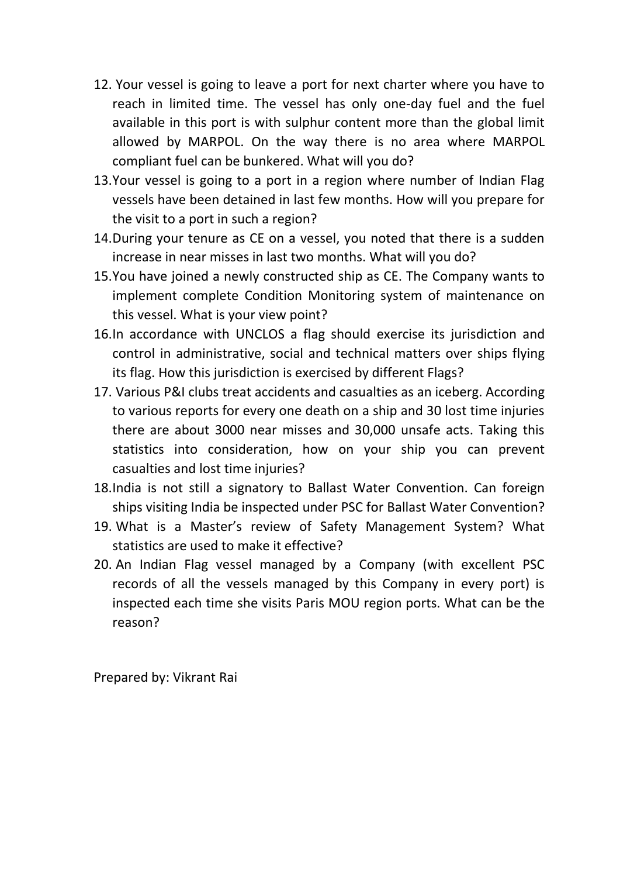12. Your vessel is going to leave a port for next charter where you have to reach in limited time. The vessel has only one-day fuel and the fuel available in this port is with sulphur content more than the global limit allowed by MARPOL. On the way there is no area where MARPOL compliant fuel can be bunkered. What will you do?
13. Your vessel is going to a port in a region where number of Indian Flag vessels have been detained in last few months. How will you prepare for the visit to a port in such a region?
14. During your tenure as CE on a vessel, you noted that there is a sudden increase in near misses in last two months. What will you do?
15. You have joined a newly constructed ship as CE. The Company wants to implement complete Condition Monitoring system of maintenance on this vessel. What is your view point?
16. In accordance with UNCLOS a flag should exercise its jurisdiction and control in administrative, social and technical matters over ships flying its flag. How this jurisdiction is exercised by different Flags?
17. Various P&I clubs treat accidents and casualties as an iceberg. According to various reports for every one death on a ship and 30 lost time injuries there are about 3000 near misses and 30,000 unsafe acts. Taking this statistics into consideration, how on your ship you can prevent casualties and lost time injuries?
18. India is not still a signatory to Ballast Water Convention. Can foreign ships visiting India be inspected under PSC for Ballast Water Convention?
19. What is a Master's review of Safety Management System? What statistics are used to make it effective?
20. An Indian Flag vessel managed by a Company (with excellent PSC records of all the vessels managed by this Company in every port) is inspected each time she visits Paris MOU region ports. What can be the reason?

Prepared by: Vikrant Rai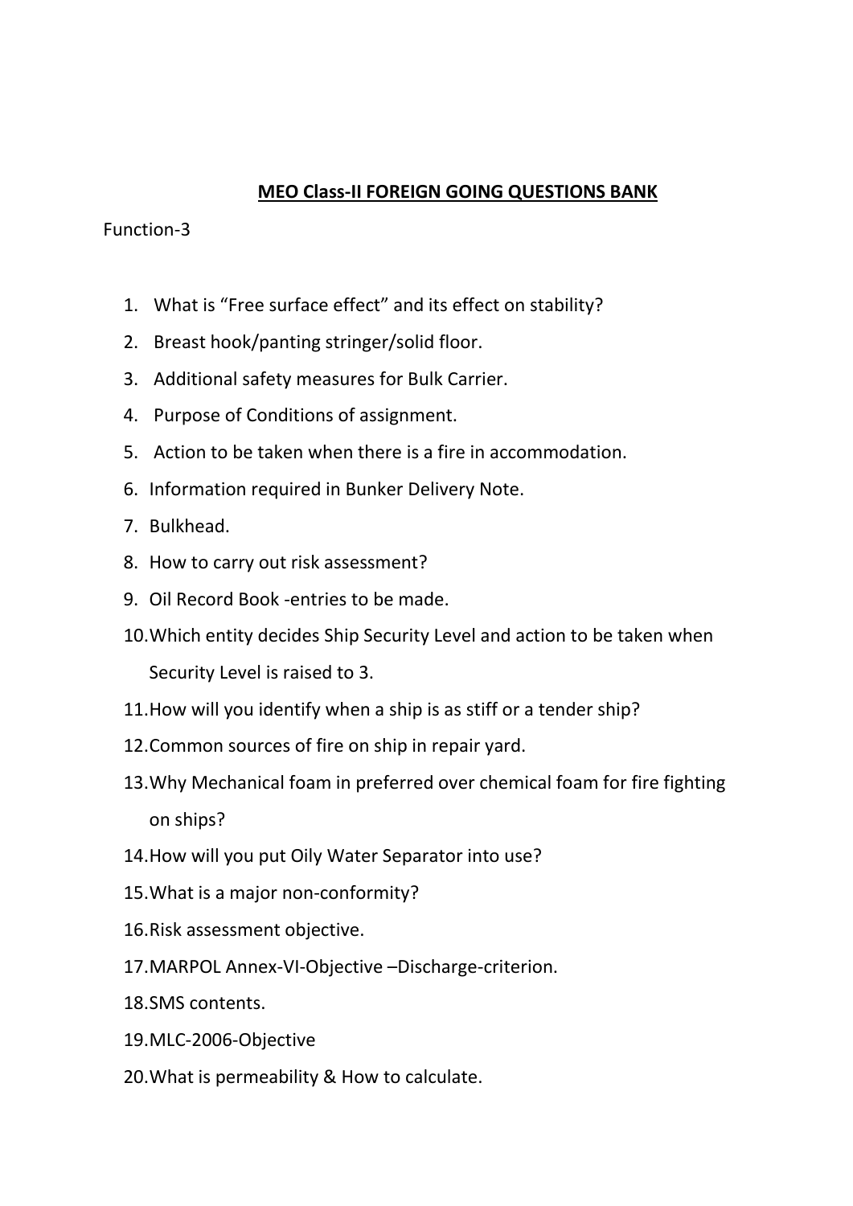## MEO Class-II FOREIGN GOING QUESTIONS BANK

Function-3

1. What is "Free surface effect" and its effect on stability?
2. Breast hook/panting stringer/solid floor.
3. Additional safety measures for Bulk Carrier.
4. Purpose of Conditions of assignment.
5. Action to be taken when there is a fire in accommodation.
6. Information required in Bunker Delivery Note.
7. Bulkhead.
8. How to carry out risk assessment?
9. Oil Record Book -entries to be made.
10. Which entity decides Ship Security Level and action to be taken when Security Level is raised to 3.
11. How will you identify when a ship is as stiff or a tender ship?
12. Common sources of fire on ship in repair yard.
13. Why Mechanical foam in preferred over chemical foam for fire fighting on ships?
14. How will you put Oily Water Separator into use?
15. What is a major non-conformity?
16. Risk assessment objective.
17. MARPOL Annex-VI-Objective –Discharge-criterion.
18. SMS contents.
19. MLC-2006-Objective
20. What is permeability & How to calculate.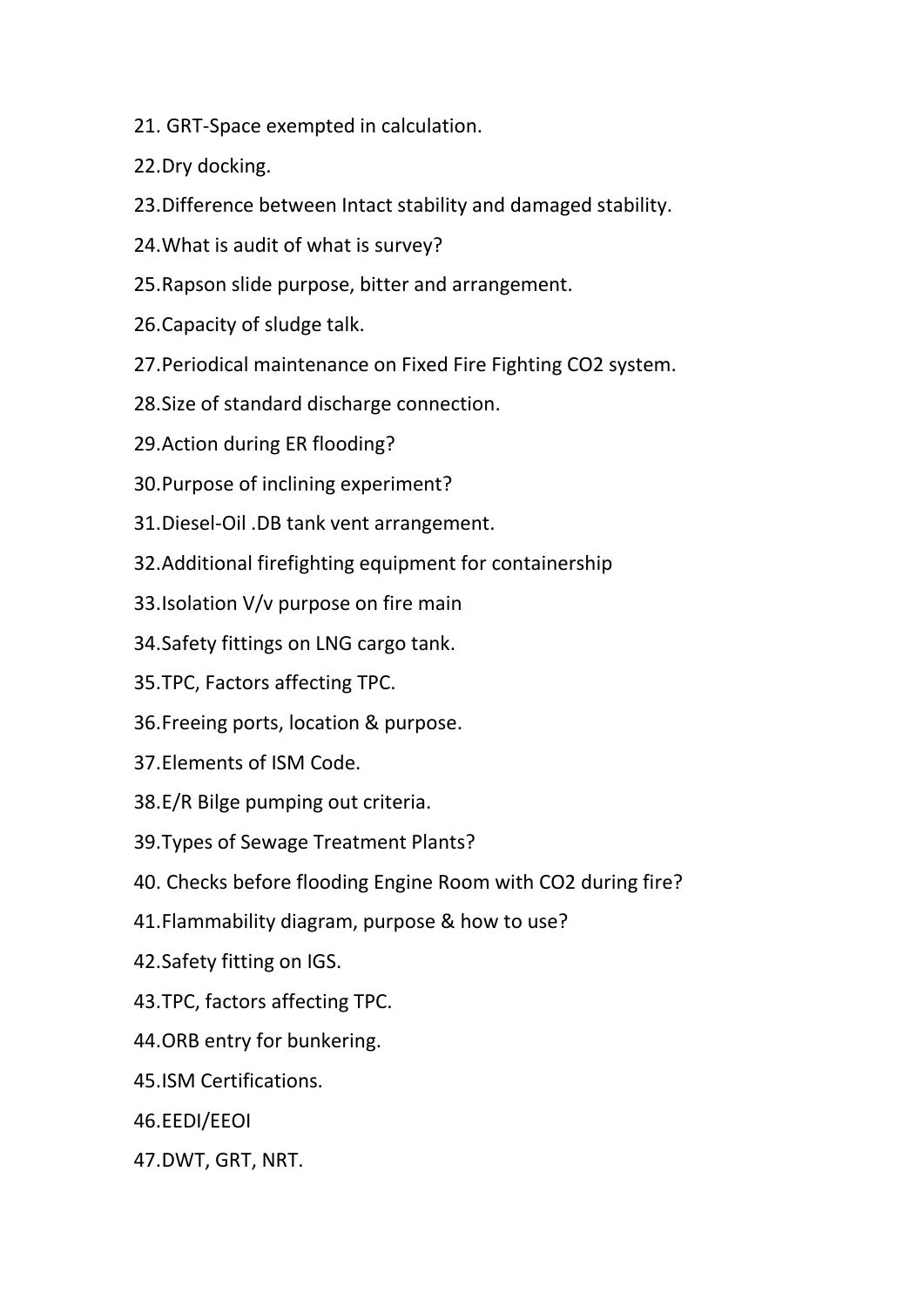21. GRT-Space exempted in calculation.

22.Dry docking.

23.Difference between Intact stability and damaged stability.

24.What is audit of what is survey?

25.Rapson slide purpose, bitter and arrangement.

26.Capacity of sludge talk.

27.Periodical maintenance on Fixed Fire Fighting CO2 system.

28.Size of standard discharge connection.

29.Action during ER flooding?

30.Purpose of inclining experiment?

31.Diesel-Oil .DB tank vent arrangement.

32.Additional firefighting equipment for containership

33.Isolation V/v purpose on fire main

34.Safety fittings on LNG cargo tank.

35.TPC, Factors affecting TPC.

36.Freeing ports, location & purpose.

37.Elements of ISM Code.

38.E/R Bilge pumping out criteria.

39.Types of Sewage Treatment Plants?

40. Checks before flooding Engine Room with CO2 during fire?

41.Flammability diagram, purpose & how to use?

42.Safety fitting on IGS.

43.TPC, factors affecting TPC.

44.ORB entry for bunkering.

45.ISM Certifications.

46.EEDI/EEOI

47.DWT, GRT, NRT.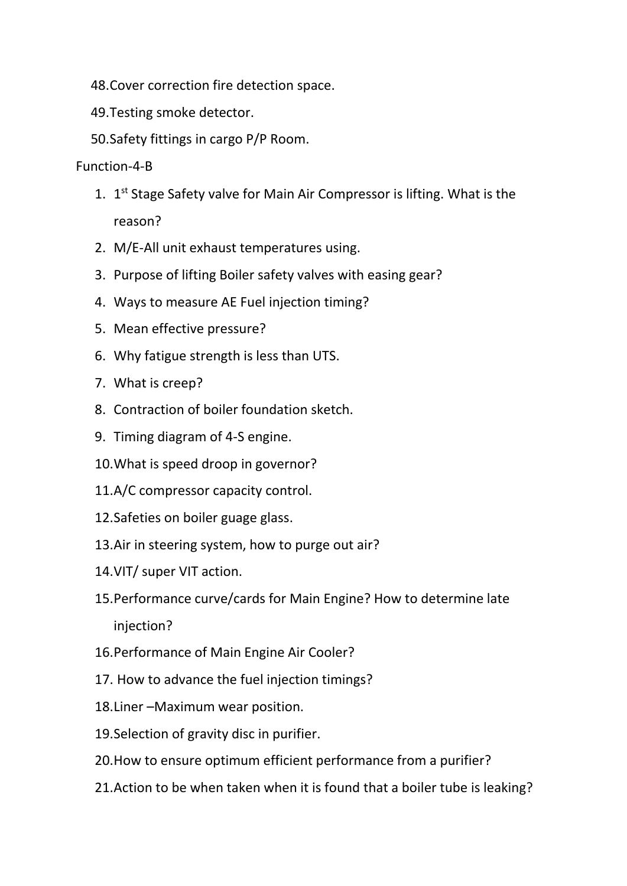48. Cover correction fire detection space.
49. Testing smoke detector.
50. Safety fittings in cargo P/P Room.

Function-4-B

1. 1st Stage Safety valve for Main Air Compressor is lifting. What is the reason?
2. M/E-All unit exhaust temperatures using.
3. Purpose of lifting Boiler safety valves with easing gear?
4. Ways to measure AE Fuel injection timing?
5. Mean effective pressure?
6. Why fatigue strength is less than UTS.
7. What is creep?
8. Contraction of boiler foundation sketch.
9. Timing diagram of 4-S engine.
10. What is speed droop in governor?
11. A/C compressor capacity control.
12. Safeties on boiler guage glass.
13. Air in steering system, how to purge out air?
14. VIT/ super VIT action.
15. Performance curve/cards for Main Engine? How to determine late injection?
16. Performance of Main Engine Air Cooler?
17. How to advance the fuel injection timings?
18. Liner –Maximum wear position.
19. Selection of gravity disc in purifier.
20. How to ensure optimum efficient performance from a purifier?
21. Action to be when taken when it is found that a boiler tube is leaking?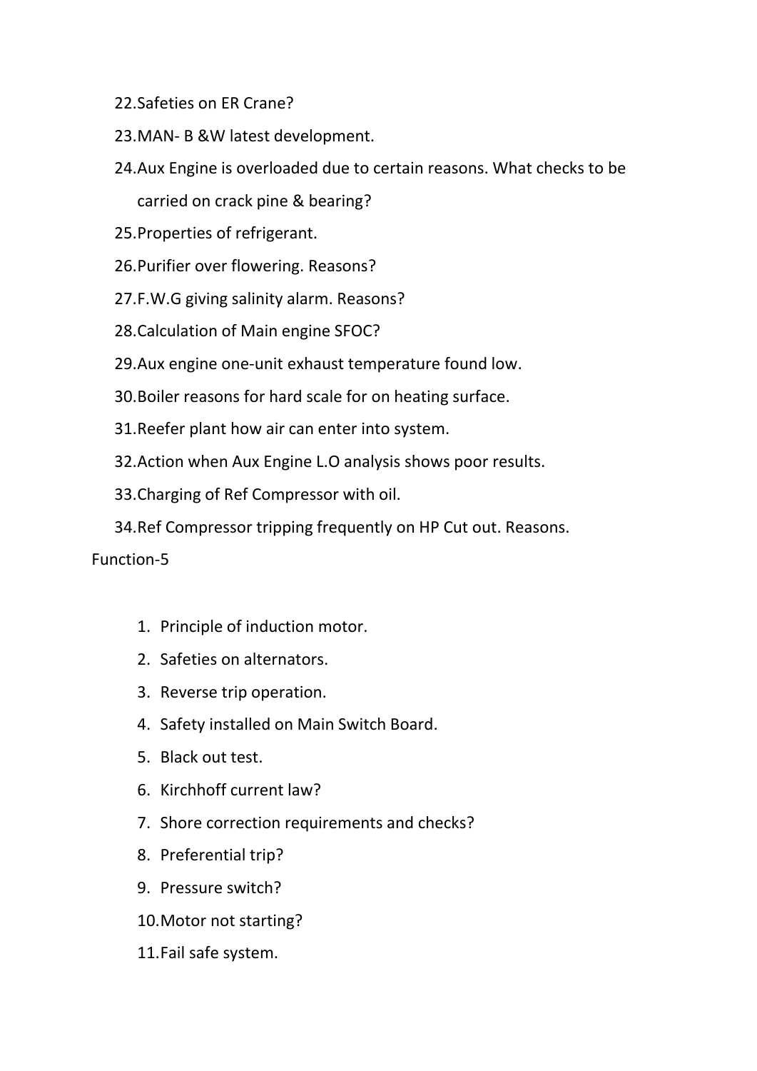22. Safeties on ER Crane?
23. MAN- B &W latest development.
24. Aux Engine is overloaded due to certain reasons. What checks to be carried on crack pine & bearing?
25. Properties of refrigerant.
26. Purifier over flowering. Reasons?
27. F.W.G giving salinity alarm. Reasons?
28. Calculation of Main engine SFOC?
29. Aux engine one-unit exhaust temperature found low.
30. Boiler reasons for hard scale for on heating surface.
31. Reefer plant how air can enter into system.
32. Action when Aux Engine L.O analysis shows poor results.
33. Charging of Ref Compressor with oil.
34. Ref Compressor tripping frequently on HP Cut out. Reasons.

Function-5

1. Principle of induction motor.
2. Safeties on alternators.
3. Reverse trip operation.
4. Safety installed on Main Switch Board.
5. Black out test.
6. Kirchhoff current law?
7. Shore correction requirements and checks?
8. Preferential trip?
9. Pressure switch?
10. Motor not starting?
11. Fail safe system.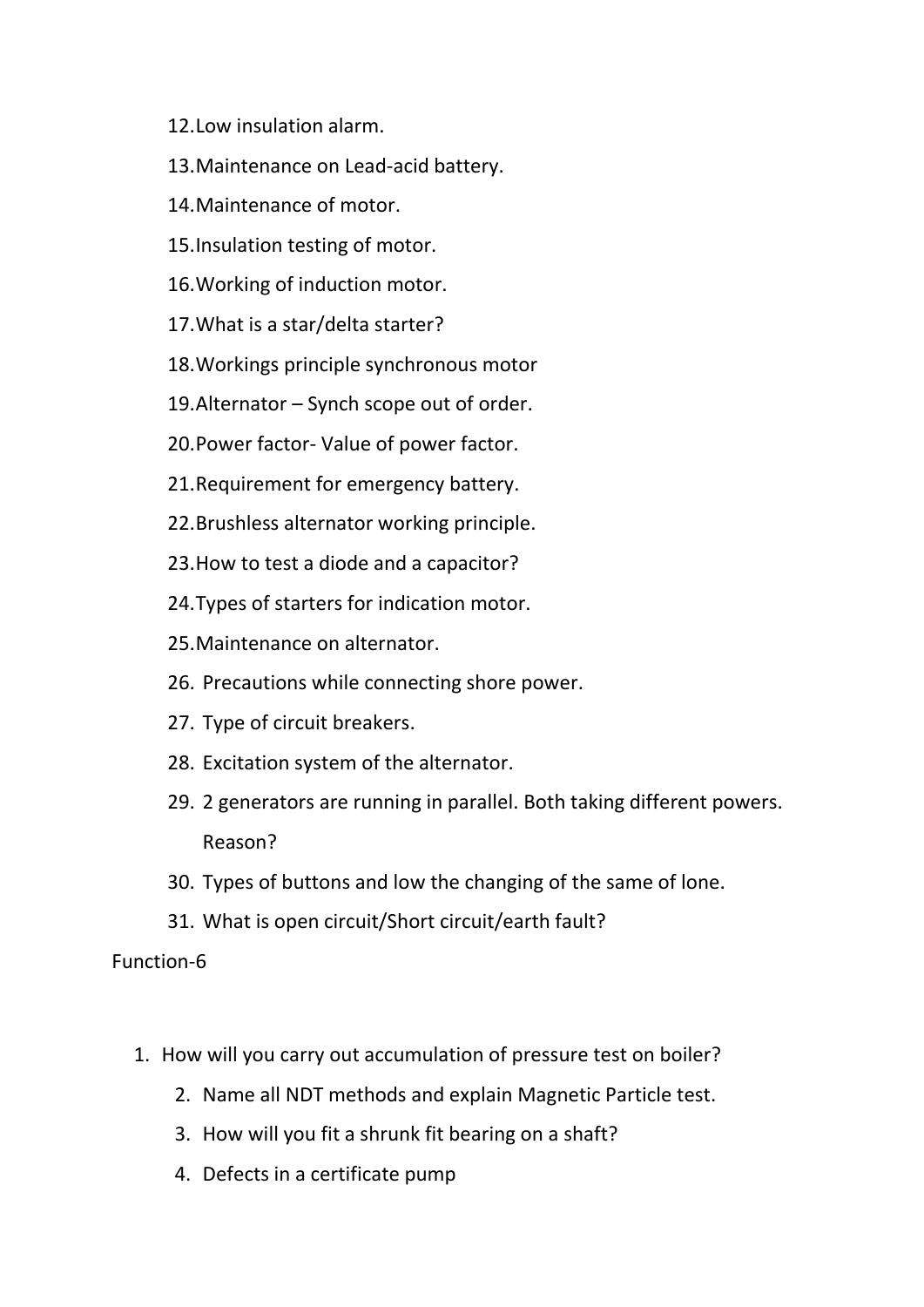12. Low insulation alarm.
13. Maintenance on Lead-acid battery.
14. Maintenance of motor.
15. Insulation testing of motor.
16. Working of induction motor.
17. What is a star/delta starter?
18. Workings principle synchronous motor
19. Alternator – Synch scope out of order.
20. Power factor- Value of power factor.
21. Requirement for emergency battery.
22. Brushless alternator working principle.
23. How to test a diode and a capacitor?
24. Types of starters for indication motor.
25. Maintenance on alternator.
26. Precautions while connecting shore power.
27. Type of circuit breakers.
28. Excitation system of the alternator.
29. 2 generators are running in parallel. Both taking different powers. Reason?
30. Types of buttons and low the changing of the same of lone.
31. What is open circuit/Short circuit/earth fault?

Function-6

1. How will you carry out accumulation of pressure test on boiler?
2. Name all NDT methods and explain Magnetic Particle test.
3. How will you fit a shrunk fit bearing on a shaft?
4. Defects in a certificate pump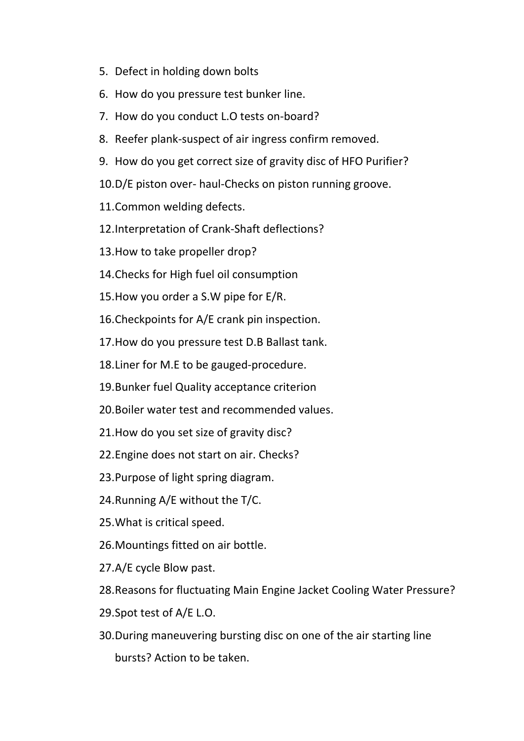5. Defect in holding down bolts
6. How do you pressure test bunker line.
7. How do you conduct L.O tests on-board?
8. Reefer plank-suspect of air ingress confirm removed.
9. How do you get correct size of gravity disc of HFO Purifier?
10. D/E piston over- haul-Checks on piston running groove.
11. Common welding defects.
12. Interpretation of Crank-Shaft deflections?
13. How to take propeller drop?
14. Checks for High fuel oil consumption
15. How you order a S.W pipe for E/R.
16. Checkpoints for A/E crank pin inspection.
17. How do you pressure test D.B Ballast tank.
18. Liner for M.E to be gauged-procedure.
19. Bunker fuel Quality acceptance criterion
20. Boiler water test and recommended values.
21. How do you set size of gravity disc?
22. Engine does not start on air. Checks?
23. Purpose of light spring diagram.
24. Running A/E without the T/C.
25. What is critical speed.
26. Mountings fitted on air bottle.
27. A/E cycle Blow past.
28. Reasons for fluctuating Main Engine Jacket Cooling Water Pressure?
29. Spot test of A/E L.O.
30. During maneuvering bursting disc on one of the air starting line bursts? Action to be taken.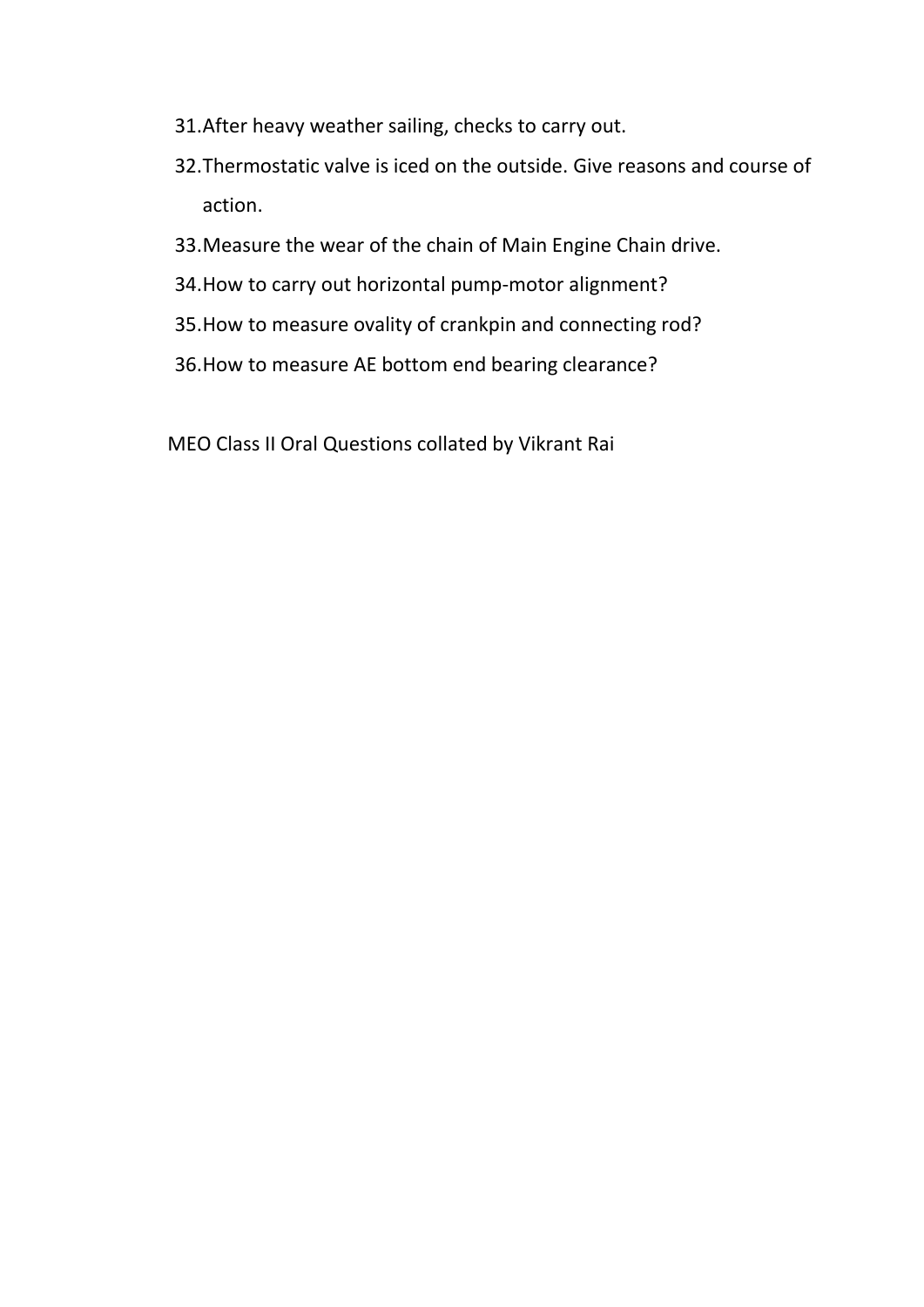31. After heavy weather sailing, checks to carry out.
32. Thermostatic valve is iced on the outside. Give reasons and course of action.
33. Measure the wear of the chain of Main Engine Chain drive.
34. How to carry out horizontal pump-motor alignment?
35. How to measure ovality of crankpin and connecting rod?
36. How to measure AE bottom end bearing clearance?

MEO Class II Oral Questions collated by Vikrant Rai